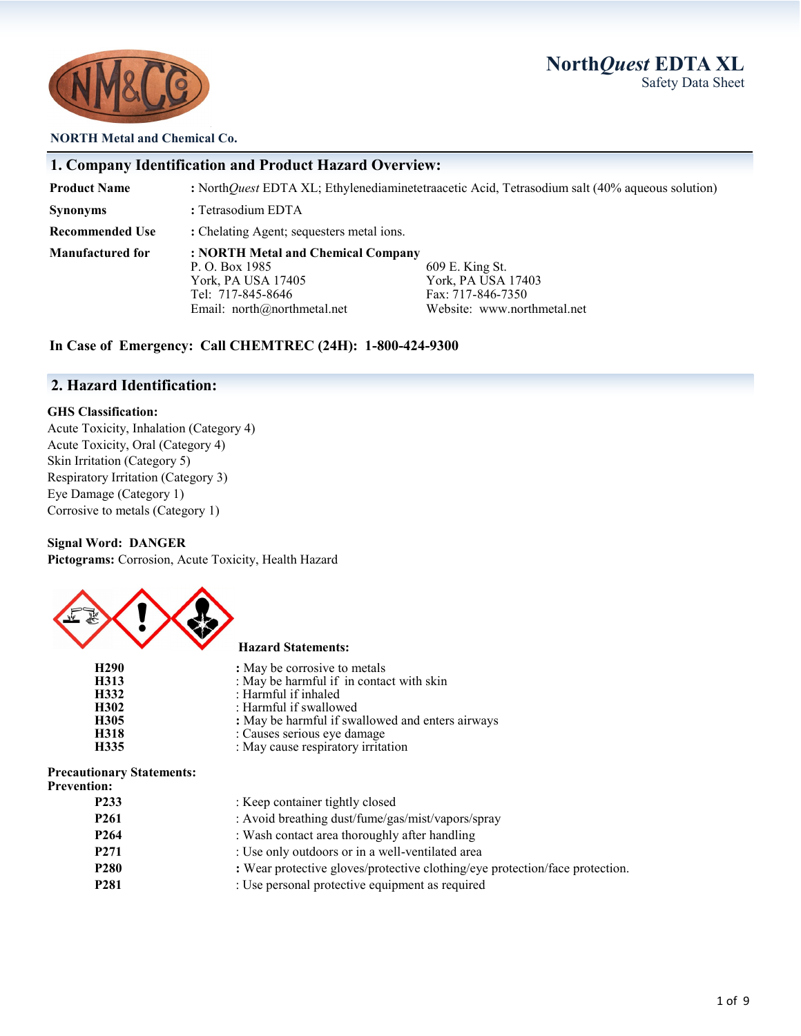# North*Quest* EDTA XL

Safety Data Sheet

NORTH Metal and Chemical Co.

## 1. Company Identification and Product Hazard Overview:

| | |
|---|---|
| **Product Name** | : North*Quest* EDTA XL; Ethylenediaminetetraacetic Acid, Tetrasodium salt (40% aqueous solution) |
| **Synonyms** | : Tetrasodium EDTA |
| **Recommended Use** | : Chelating Agent; sequesters metal ions. |
| **Manufactured for** | : **NORTH Metal and Chemical Company** |

P. O. Box 1985
York, PA USA 17405
Tel: 717-845-8646
Email: north@northmetal.net

609 E. King St.
York, PA USA 17403
Fax: 717-846-7350
Website: www.northmetal.net

**In Case of Emergency: Call CHEMTREC (24H): 1-800-424-9300**

## 2. Hazard Identification:

**GHS Classification:**

Acute Toxicity, Inhalation (Category 4)
Acute Toxicity, Oral (Category 4)
Skin Irritation (Category 5)
Respiratory Irritation (Category 3)
Eye Damage (Category 1)
Corrosive to metals (Category 1)

**Signal Word: DANGER**
**Pictograms:** Corrosion, Acute Toxicity, Health Hazard

**Hazard Statements:**

| | |
|---|---|
| **H290** | : May be corrosive to metals |
| **H313** | : May be harmful if in contact with skin |
| **H332** | : Harmful if inhaled |
| **H302** | : Harmful if swallowed |
| **H305** | : May be harmful if swallowed and enters airways |
| **H318** | : Causes serious eye damage |
| **H335** | : May cause respiratory irritation |

**Precautionary Statements:**
**Prevention:**

| | |
|---|---|
| **P233** | : Keep container tightly closed |
| **P261** | : Avoid breathing dust/fume/gas/mist/vapors/spray |
| **P264** | : Wash contact area thoroughly after handling |
| **P271** | : Use only outdoors or in a well-ventilated area |
| **P280** | : Wear protective gloves/protective clothing/eye protection/face protection. |
| **P281** | : Use personal protective equipment as required |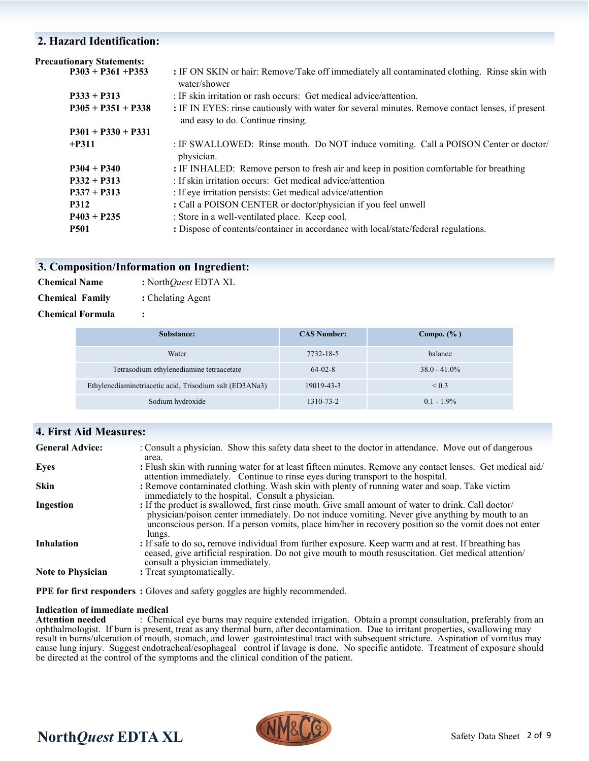## 2. Hazard Identification:

**Precautionary Statements:**

**P303 + P361 +P353** : IF ON SKIN or hair: Remove/Take off immediately all contaminated clothing. Rinse skin with water/shower

**P333 + P313** : IF skin irritation or rash occurs: Get medical advice/attention.

**P305 + P351 + P338** : IF IN EYES: rinse cautiously with water for several minutes. Remove contact lenses, if present and easy to do. Continue rinsing.

**P301 + P330 + P331 +P311** : IF SWALLOWED: Rinse mouth. Do NOT induce vomiting. Call a POISON Center or doctor/ physician.

**P304 + P340** : IF INHALED: Remove person to fresh air and keep in position comfortable for breathing

**P332 + P313** : If skin irritation occurs: Get medical advice/attention

**P337 + P313** : If eye irritation persists: Get medical advice/attention

**P312** : Call a POISON CENTER or doctor/physician if you feel unwell

**P403 + P235** : Store in a well-ventilated place. Keep cool.

**P501** : Dispose of contents/container in accordance with local/state/federal regulations.

## 3. Composition/Information on Ingredient:

**Chemical Name** : North*Quest* EDTA XL

**Chemical Family** : Chelating Agent

**Chemical Formula** :

| Substance: | CAS Number: | Compo. (%) |
|---|---|---|
| Water | 7732-18-5 | balance |
| Tetrasodium ethylenediamine tetraacetate | 64-02-8 | 38.0 - 41.0% |
| Ethylenediaminetriacetic acid, Trisodium salt (ED3ANa3) | 19019-43-3 | < 0.3 |
| Sodium hydroxide | 1310-73-2 | 0.1 - 1.9% |

## 4. First Aid Measures:

**General Advice:** : Consult a physician. Show this safety data sheet to the doctor in attendance. Move out of dangerous area.

**Eyes** : Flush skin with running water for at least fifteen minutes. Remove any contact lenses. Get medical aid/ attention immediately. Continue to rinse eyes during transport to the hospital.

**Skin** : Remove contaminated clothing. Wash skin with plenty of running water and soap. Take victim immediately to the hospital. Consult a physician.

**Ingestion** : If the product is swallowed, first rinse mouth. Give small amount of water to drink. Call doctor/ physician/poison center immediately. Do not induce vomiting. Never give anything by mouth to an unconscious person. If a person vomits, place him/her in recovery position so the vomit does not enter lungs.

**Inhalation** : If safe to do so, remove individual from further exposure. Keep warm and at rest. If breathing has ceased, give artificial respiration. Do not give mouth to mouth resuscitation. Get medical attention/ consult a physician immediately.

**Note to Physician** : Treat symptomatically.

**PPE for first responders** : Gloves and safety goggles are highly recommended.

**Indication of immediate medical Attention needed** : Chemical eye burns may require extended irrigation. Obtain a prompt consultation, preferably from an ophthalmologist. If burn is present, treat as any thermal burn, after decontamination. Due to irritant properties, swallowing may result in burns/ulceration of mouth, stomach, and lower gastrointestinal tract with subsequent stricture. Aspiration of vomitus may cause lung injury. Suggest endotracheal/esophageal control if lavage is done. No specific antidote. Treatment of exposure should be directed at the control of the symptoms and the clinical condition of the patient.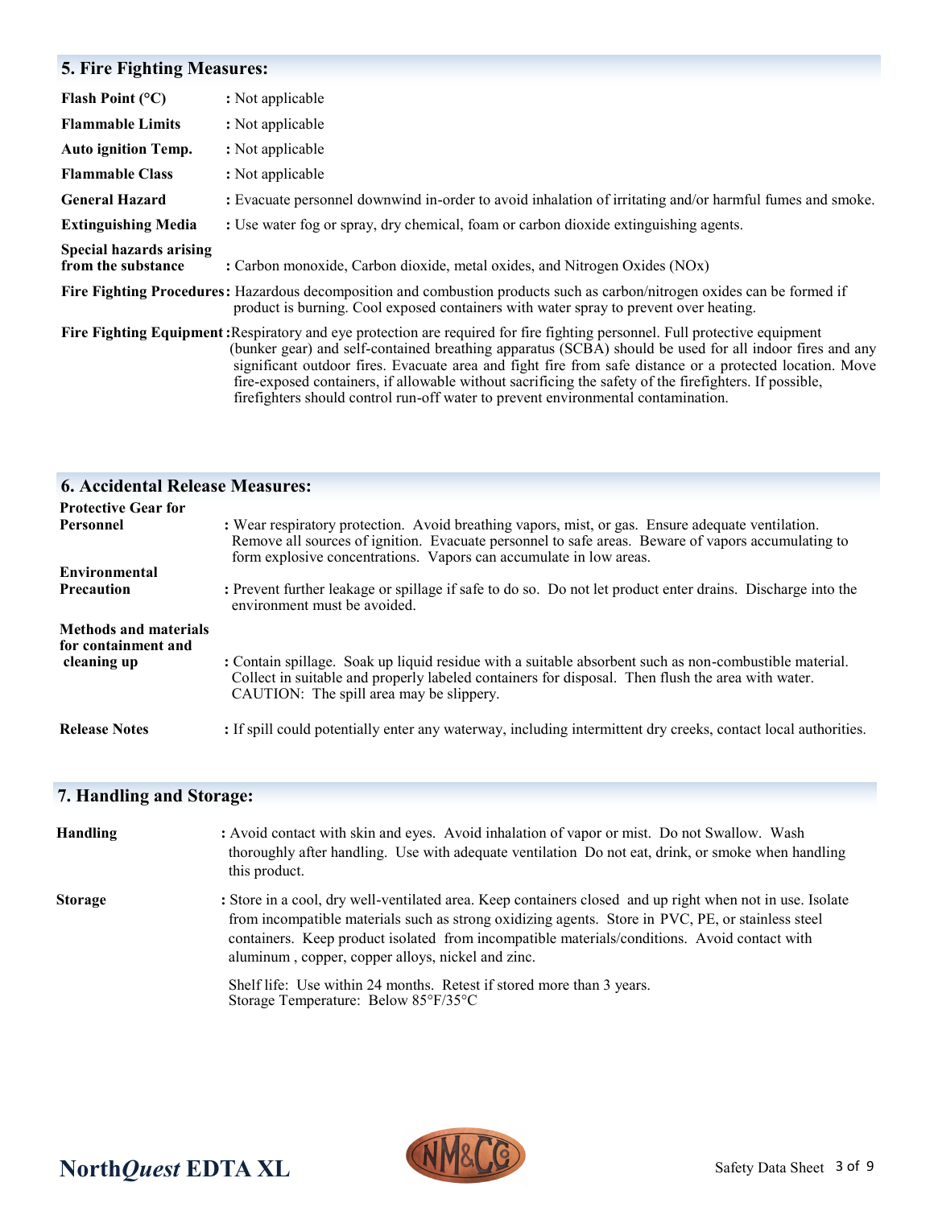## 5. Fire Fighting Measures:

**Flash Point (°C)** : Not applicable

**Flammable Limits** : Not applicable

**Auto ignition Temp.** : Not applicable

**Flammable Class** : Not applicable

**General Hazard** : Evacuate personnel downwind in-order to avoid inhalation of irritating and/or harmful fumes and smoke.

**Extinguishing Media** : Use water fog or spray, dry chemical, foam or carbon dioxide extinguishing agents.

**Special hazards arising from the substance** : Carbon monoxide, Carbon dioxide, metal oxides, and Nitrogen Oxides (NOx)

**Fire Fighting Procedures**: Hazardous decomposition and combustion products such as carbon/nitrogen oxides can be formed if product is burning. Cool exposed containers with water spray to prevent over heating.

**Fire Fighting Equipment**: Respiratory and eye protection are required for fire fighting personnel. Full protective equipment (bunker gear) and self-contained breathing apparatus (SCBA) should be used for all indoor fires and any significant outdoor fires. Evacuate area and fight fire from safe distance or a protected location. Move fire-exposed containers, if allowable without sacrificing the safety of the firefighters. If possible, firefighters should control run-off water to prevent environmental contamination.

## 6. Accidental Release Measures:

**Protective Gear for Personnel** : Wear respiratory protection. Avoid breathing vapors, mist, or gas. Ensure adequate ventilation. Remove all sources of ignition. Evacuate personnel to safe areas. Beware of vapors accumulating to form explosive concentrations. Vapors can accumulate in low areas.

**Environmental Precaution** : Prevent further leakage or spillage if safe to do so. Do not let product enter drains. Discharge into the environment must be avoided.

**Methods and materials for containment and cleaning up** : Contain spillage. Soak up liquid residue with a suitable absorbent such as non-combustible material. Collect in suitable and properly labeled containers for disposal. Then flush the area with water. CAUTION: The spill area may be slippery.

**Release Notes** : If spill could potentially enter any waterway, including intermittent dry creeks, contact local authorities.

## 7. Handling and Storage:

**Handling** : Avoid contact with skin and eyes. Avoid inhalation of vapor or mist. Do not Swallow. Wash thoroughly after handling. Use with adequate ventilation Do not eat, drink, or smoke when handling this product.

**Storage** : Store in a cool, dry well-ventilated area. Keep containers closed and up right when not in use. Isolate from incompatible materials such as strong oxidizing agents. Store in PVC, PE, or stainless steel containers. Keep product isolated from incompatible materials/conditions. Avoid contact with aluminum , copper, copper alloys, nickel and zinc.

Shelf life: Use within 24 months. Retest if stored more than 3 years.
Storage Temperature: Below 85°F/35°C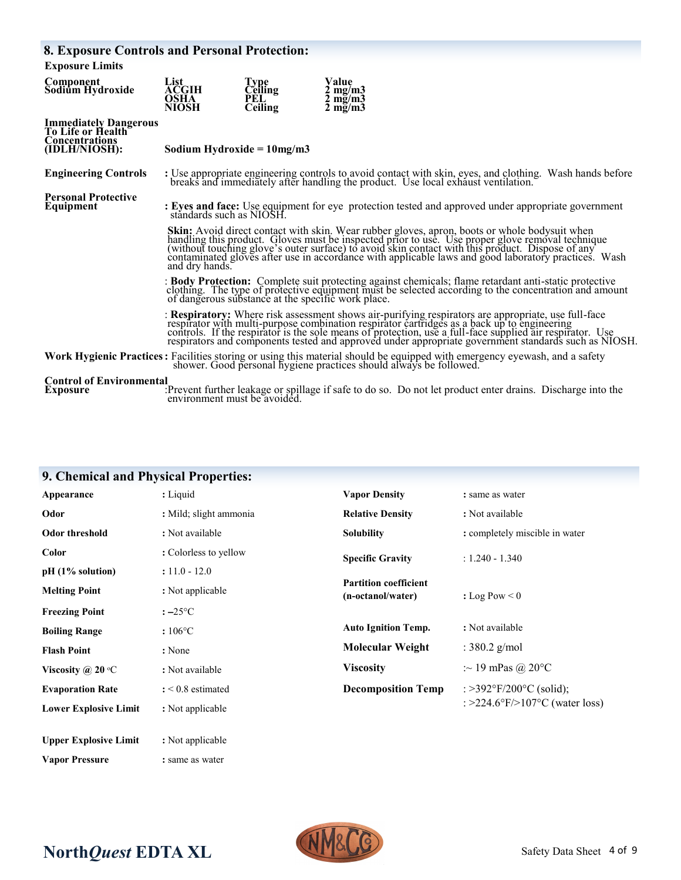## 8. Exposure Controls and Personal Protection:

**Exposure Limits**

| Component | List | Type | Value |
|---|---|---|---|
| Sodium Hydroxide | ACGIH | Ceiling | 2 mg/m3 |
| | OSHA | PEL | 2 mg/m3 |
| | NIOSH | Ceiling | 2 mg/m3 |

**Immediately Dangerous To Life or Health Concentrations (IDLH/NIOSH):** **Sodium Hydroxide = 10mg/m3**

**Engineering Controls** : Use appropriate engineering controls to avoid contact with skin, eyes, and clothing. Wash hands before breaks and immediately after handling the product. Use local exhaust ventilation.

**Personal Protective Equipment**

: **Eyes and face:** Use equipment for eye protection tested and approved under appropriate government standards such as NIOSH.

**Skin:** Avoid direct contact with skin. Wear rubber gloves, apron, boots or whole bodysuit when handling this product. Gloves must be inspected prior to use. Use proper glove removal technique (without touching glove's outer surface) to avoid skin contact with this product. Dispose of any contaminated gloves after use in accordance with applicable laws and good laboratory practices. Wash and dry hands.

: **Body Protection:** Complete suit protecting against chemicals; flame retardant anti-static protective clothing. The type of protective equipment must be selected according to the concentration and amount of dangerous substance at the specific work place.

: **Respiratory:** Where risk assessment shows air-purifying respirators are appropriate, use full-face respirator with multi-purpose combination respirator cartridges as a back up to engineering controls. If the respirator is the sole means of protection, use a full-face supplied air respirator. Use respirators and components tested and approved under appropriate government standards such as NIOSH.

**Work Hygienic Practices** : Facilities storing or using this material should be equipped with emergency eyewash, and a safety shower. Good personal hygiene practices should always be followed.

**Control of Environmental Exposure** :Prevent further leakage or spillage if safe to do so. Do not let product enter drains. Discharge into the environment must be avoided.

## 9. Chemical and Physical Properties:

| | |
|---|---|
| **Appearance** | : Liquid |
| **Odor** | : Mild; slight ammonia |
| **Odor threshold** | : Not available |
| **Color** | : Colorless to yellow |
| **pH (1% solution)** | : 11.0 - 12.0 |
| **Melting Point** | : Not applicable |
| **Freezing Point** | : –25°C |
| **Boiling Range** | : 106°C |
| **Flash Point** | : None |
| **Viscosity @ 20 °C** | : Not available |
| **Evaporation Rate** | : < 0.8 estimated |
| **Lower Explosive Limit** | : Not applicable |
| **Upper Explosive Limit** | : Not applicable |
| **Vapor Pressure** | : same as water |
| **Vapor Density** | : same as water |
| **Relative Density** | : Not available |
| **Solubility** | : completely miscible in water |
| **Specific Gravity** | : 1.240 - 1.340 |
| **Partition coefficient (n-octanol/water)** | : Log Pow < 0 |
| **Auto Ignition Temp.** | : Not available |
| **Molecular Weight** | : 380.2 g/mol |
| **Viscosity** | :~ 19 mPas @ 20°C |
| **Decomposition Temp** | : >392°F/200°C (solid); : >224.6°F/>107°C (water loss) |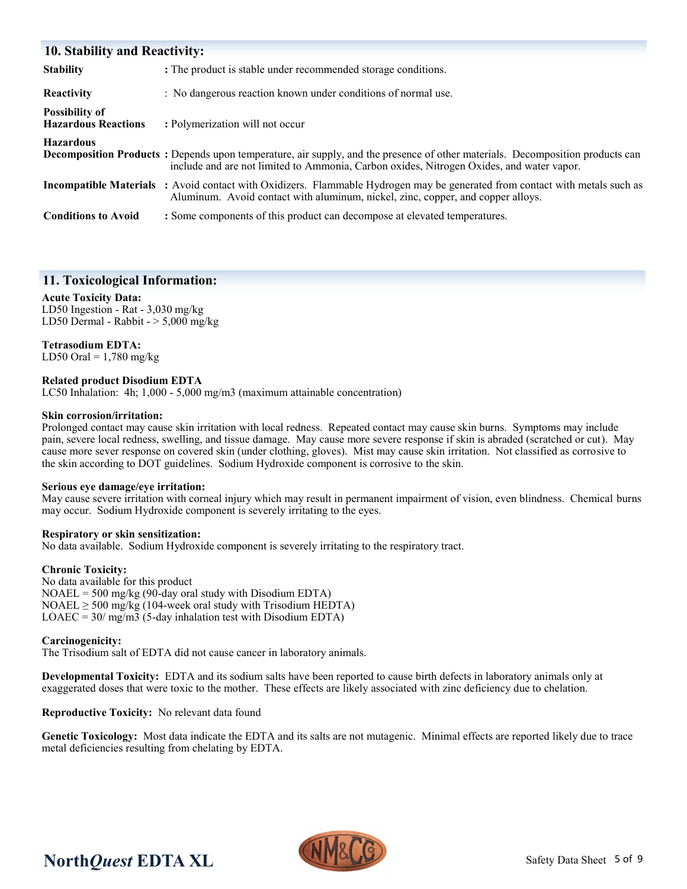## 10. Stability and Reactivity:

| | |
|---|---|
| **Stability** | : The product is stable under recommended storage conditions. |
| **Reactivity** | : No dangerous reaction known under conditions of normal use. |
| **Possibility of Hazardous Reactions** | : Polymerization will not occur |
| **Hazardous Decomposition Products** | : Depends upon temperature, air supply, and the presence of other materials. Decomposition products can include and are not limited to Ammonia, Carbon oxides, Nitrogen Oxides, and water vapor. |
| **Incompatible Materials** | : Avoid contact with Oxidizers. Flammable Hydrogen may be generated from contact with metals such as Aluminum. Avoid contact with aluminum, nickel, zinc, copper, and copper alloys. |
| **Conditions to Avoid** | : Some components of this product can decompose at elevated temperatures. |

## 11. Toxicological Information:

**Acute Toxicity Data:**
LD50 Ingestion - Rat - 3,030 mg/kg
LD50 Dermal - Rabbit - > 5,000 mg/kg

**Tetrasodium EDTA:**
LD50 Oral = 1,780 mg/kg

**Related product Disodium EDTA**
LC50 Inhalation: 4h; 1,000 - 5,000 mg/m3 (maximum attainable concentration)

**Skin corrosion/irritation:**
Prolonged contact may cause skin irritation with local redness. Repeated contact may cause skin burns. Symptoms may include pain, severe local redness, swelling, and tissue damage. May cause more severe response if skin is abraded (scratched or cut). May cause more sever response on covered skin (under clothing, gloves). Mist may cause skin irritation. Not classified as corrosive to the skin according to DOT guidelines. Sodium Hydroxide component is corrosive to the skin.

**Serious eye damage/eye irritation:**
May cause severe irritation with corneal injury which may result in permanent impairment of vision, even blindness. Chemical burns may occur. Sodium Hydroxide component is severely irritating to the eyes.

**Respiratory or skin sensitization:**
No data available. Sodium Hydroxide component is severely irritating to the respiratory tract.

**Chronic Toxicity:**
No data available for this product
NOAEL = 500 mg/kg (90-day oral study with Disodium EDTA)
NOAEL ≥ 500 mg/kg (104-week oral study with Trisodium HEDTA)
LOAEC = 30/ mg/m3 (5-day inhalation test with Disodium EDTA)

**Carcinogenicity:**
The Trisodium salt of EDTA did not cause cancer in laboratory animals.

**Developmental Toxicity:** EDTA and its sodium salts have been reported to cause birth defects in laboratory animals only at exaggerated doses that were toxic to the mother. These effects are likely associated with zinc deficiency due to chelation.

**Reproductive Toxicity:** No relevant data found

**Genetic Toxicology:** Most data indicate the EDTA and its salts are not mutagenic. Minimal effects are reported likely due to trace metal deficiencies resulting from chelating by EDTA.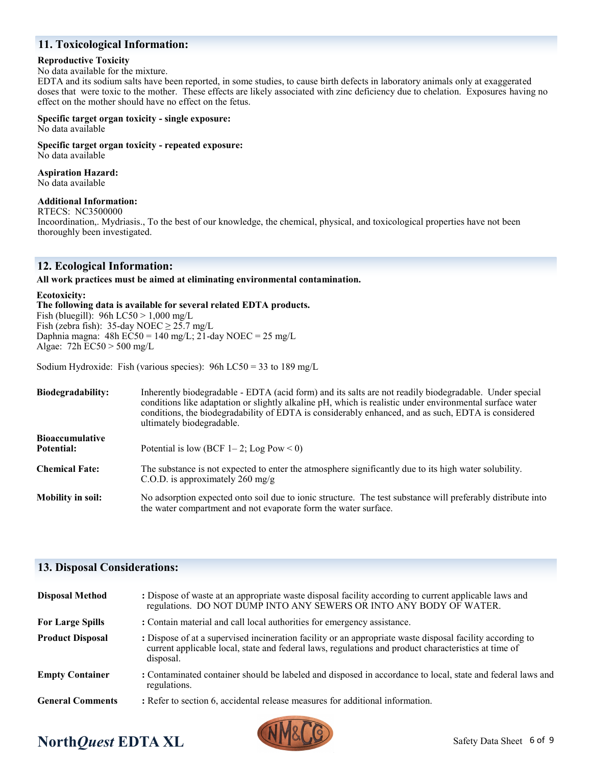## 11. Toxicological Information:

**Reproductive Toxicity**
No data available for the mixture.
EDTA and its sodium salts have been reported, in some studies, to cause birth defects in laboratory animals only at exaggerated doses that were toxic to the mother. These effects are likely associated with zinc deficiency due to chelation. Exposures having no effect on the mother should have no effect on the fetus.

**Specific target organ toxicity - single exposure:**
No data available

**Specific target organ toxicity - repeated exposure:**
No data available

**Aspiration Hazard:**
No data available

**Additional Information:**
RTECS: NC3500000
Incoordination,. Mydriasis., To the best of our knowledge, the chemical, physical, and toxicological properties have not been thoroughly been investigated.

## 12. Ecological Information:

**All work practices must be aimed at eliminating environmental contamination.**

**Ecotoxicity:**
**The following data is available for several related EDTA products.**
Fish (bluegill): 96h LC50 > 1,000 mg/L
Fish (zebra fish): 35-day NOEC ≥ 25.7 mg/L
Daphnia magna: 48h EC50 = 140 mg/L; 21-day NOEC = 25 mg/L
Algae: 72h EC50 > 500 mg/L

Sodium Hydroxide: Fish (various species): 96h LC50 = 33 to 189 mg/L

| | |
|---|---|
| **Biodegradability:** | Inherently biodegradable - EDTA (acid form) and its salts are not readily biodegradable. Under special conditions like adaptation or slightly alkaline pH, which is realistic under environmental surface water conditions, the biodegradability of EDTA is considerably enhanced, and as such, EDTA is considered ultimately biodegradable. |
| **Bioaccumulative Potential:** | Potential is low (BCF 1– 2; Log Pow < 0) |
| **Chemical Fate:** | The substance is not expected to enter the atmosphere significantly due to its high water solubility. C.O.D. is approximately 260 mg/g |
| **Mobility in soil:** | No adsorption expected onto soil due to ionic structure. The test substance will preferably distribute into the water compartment and not evaporate form the water surface. |

## 13. Disposal Considerations:

| | |
|---|---|
| **Disposal Method** | : Dispose of waste at an appropriate waste disposal facility according to current applicable laws and regulations. DO NOT DUMP INTO ANY SEWERS OR INTO ANY BODY OF WATER. |
| **For Large Spills** | : Contain material and call local authorities for emergency assistance. |
| **Product Disposal** | : Dispose of at a supervised incineration facility or an appropriate waste disposal facility according to current applicable local, state and federal laws, regulations and product characteristics at time of disposal. |
| **Empty Container** | : Contaminated container should be labeled and disposed in accordance to local, state and federal laws and regulations. |
| **General Comments** | : Refer to section 6, accidental release measures for additional information. |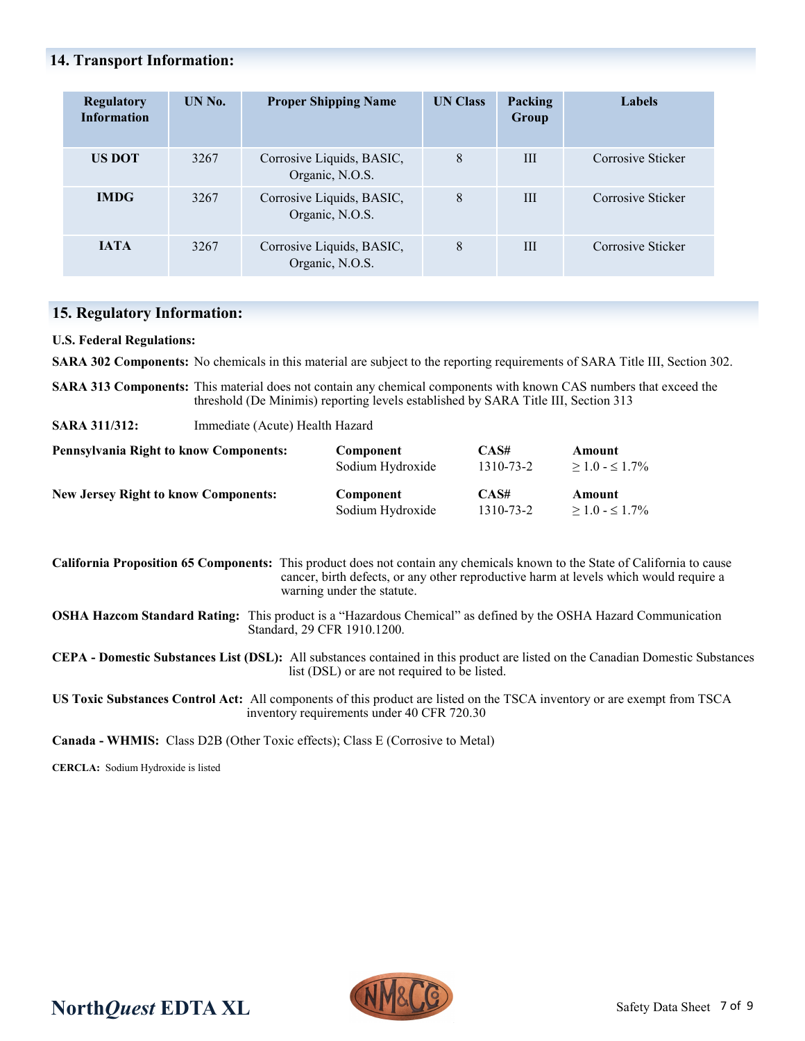## 14. Transport Information:

| Regulatory Information | UN No. | Proper Shipping Name | UN Class | Packing Group | Labels |
|---|---|---|---|---|---|
| **US DOT** | 3267 | Corrosive Liquids, BASIC, Organic, N.O.S. | 8 | III | Corrosive Sticker |
| **IMDG** | 3267 | Corrosive Liquids, BASIC, Organic, N.O.S. | 8 | III | Corrosive Sticker |
| **IATA** | 3267 | Corrosive Liquids, BASIC, Organic, N.O.S. | 8 | III | Corrosive Sticker |

## 15. Regulatory Information:

**U.S. Federal Regulations:**

**SARA 302 Components:** No chemicals in this material are subject to the reporting requirements of SARA Title III, Section 302.

**SARA 313 Components:** This material does not contain any chemical components with known CAS numbers that exceed the threshold (De Minimis) reporting levels established by SARA Title III, Section 313

**SARA 311/312:** Immediate (Acute) Health Hazard

**Pennsylvania Right to know Components:**

| Component | CAS# | Amount |
|---|---|---|
| Sodium Hydroxide | 1310-73-2 | ≥ 1.0 - ≤ 1.7% |

**New Jersey Right to know Components:**

| Component | CAS# | Amount |
|---|---|---|
| Sodium Hydroxide | 1310-73-2 | ≥ 1.0 - ≤ 1.7% |

**California Proposition 65 Components:** This product does not contain any chemicals known to the State of California to cause cancer, birth defects, or any other reproductive harm at levels which would require a warning under the statute.

**OSHA Hazcom Standard Rating:** This product is a "Hazardous Chemical" as defined by the OSHA Hazard Communication Standard, 29 CFR 1910.1200.

**CEPA - Domestic Substances List (DSL):** All substances contained in this product are listed on the Canadian Domestic Substances list (DSL) or are not required to be listed.

**US Toxic Substances Control Act:** All components of this product are listed on the TSCA inventory or are exempt from TSCA inventory requirements under 40 CFR 720.30

**Canada - WHMIS:** Class D2B (Other Toxic effects); Class E (Corrosive to Metal)

**CERCLA:** Sodium Hydroxide is listed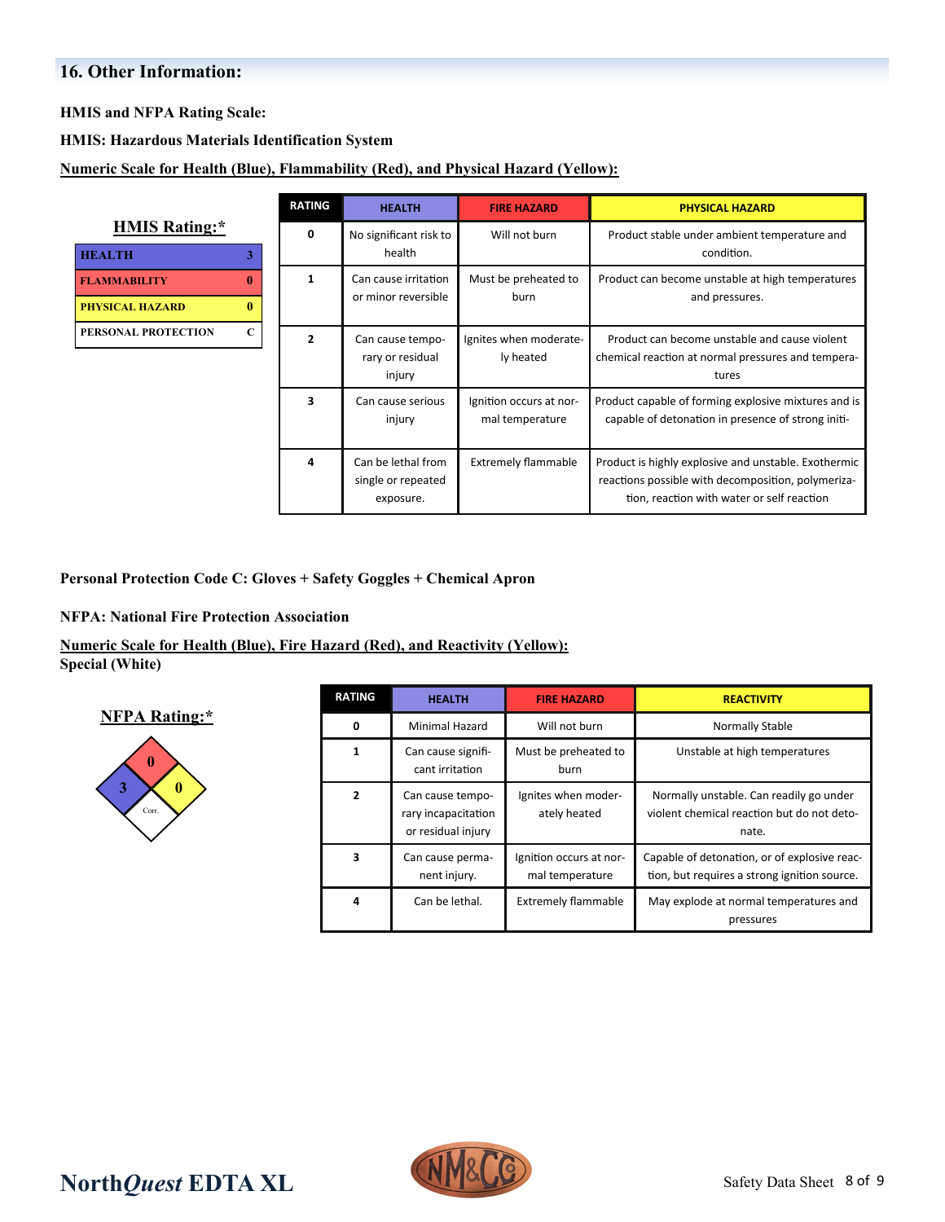## 16. Other Information:

**HMIS and NFPA Rating Scale:**

**HMIS: Hazardous Materials Identification System**

**Numeric Scale for Health (Blue), Flammability (Red), and Physical Hazard (Yellow):**

**HMIS Rating:***

| | |
|---|---|
| HEALTH | 3 |
| FLAMMABILITY | 0 |
| PHYSICAL HAZARD | 0 |
| PERSONAL PROTECTION | C |

| RATING | HEALTH | FIRE HAZARD | PHYSICAL HAZARD |
|---|---|---|---|
| 0 | No significant risk to health | Will not burn | Product stable under ambient temperature and condition. |
| 1 | Can cause irritation or minor reversible | Must be preheated to burn | Product can become unstable at high temperatures and pressures. |
| 2 | Can cause temporary or residual injury | Ignites when moderately heated | Product can become unstable and cause violent chemical reaction at normal pressures and temperatures |
| 3 | Can cause serious injury | Ignition occurs at normal temperature | Product capable of forming explosive mixtures and is capable of detonation in presence of strong initi- |
| 4 | Can be lethal from single or repeated exposure. | Extremely flammable | Product is highly explosive and unstable. Exothermic reactions possible with decomposition, polymerization, reaction with water or self reaction |

**Personal Protection Code C: Gloves + Safety Goggles + Chemical Apron**

**NFPA: National Fire Protection Association**

**Numeric Scale for Health (Blue), Fire Hazard (Red), and Reactivity (Yellow):**
**Special (White)**

**NFPA Rating:***

Health: 3, Fire: 0, Reactivity: 0, Special: Corr.

| RATING | HEALTH | FIRE HAZARD | REACTIVITY |
|---|---|---|---|
| 0 | Minimal Hazard | Will not burn | Normally Stable |
| 1 | Can cause significant irritation | Must be preheated to burn | Unstable at high temperatures |
| 2 | Can cause temporary incapacitation or residual injury | Ignites when moderately heated | Normally unstable. Can readily go under violent chemical reaction but do not detonate. |
| 3 | Can cause permanent injury. | Ignition occurs at normal temperature | Capable of detonation, or of explosive reaction, but requires a strong ignition source. |
| 4 | Can be lethal. | Extremely flammable | May explode at normal temperatures and pressures |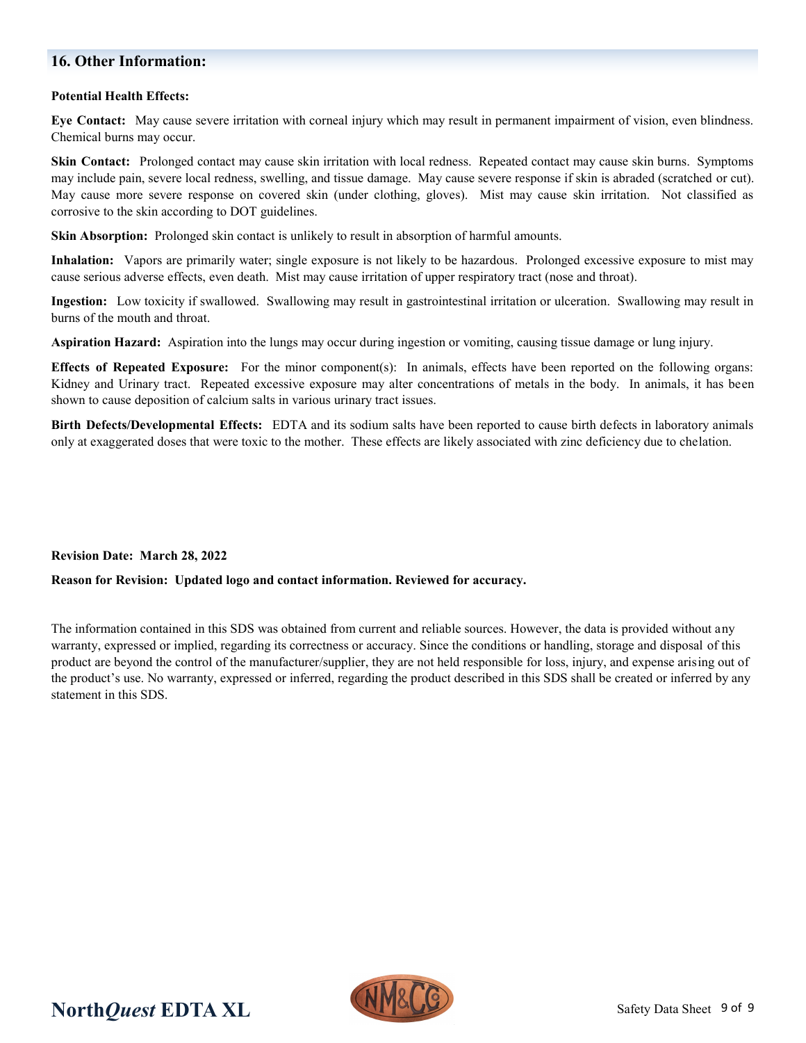## 16. Other Information:

**Potential Health Effects:**

**Eye Contact:** May cause severe irritation with corneal injury which may result in permanent impairment of vision, even blindness. Chemical burns may occur.

**Skin Contact:** Prolonged contact may cause skin irritation with local redness. Repeated contact may cause skin burns. Symptoms may include pain, severe local redness, swelling, and tissue damage. May cause severe response if skin is abraded (scratched or cut). May cause more severe response on covered skin (under clothing, gloves). Mist may cause skin irritation. Not classified as corrosive to the skin according to DOT guidelines.

**Skin Absorption:** Prolonged skin contact is unlikely to result in absorption of harmful amounts.

**Inhalation:** Vapors are primarily water; single exposure is not likely to be hazardous. Prolonged excessive exposure to mist may cause serious adverse effects, even death. Mist may cause irritation of upper respiratory tract (nose and throat).

**Ingestion:** Low toxicity if swallowed. Swallowing may result in gastrointestinal irritation or ulceration. Swallowing may result in burns of the mouth and throat.

**Aspiration Hazard:** Aspiration into the lungs may occur during ingestion or vomiting, causing tissue damage or lung injury.

**Effects of Repeated Exposure:** For the minor component(s): In animals, effects have been reported on the following organs: Kidney and Urinary tract. Repeated excessive exposure may alter concentrations of metals in the body. In animals, it has been shown to cause deposition of calcium salts in various urinary tract issues.

**Birth Defects/Developmental Effects:** EDTA and its sodium salts have been reported to cause birth defects in laboratory animals only at exaggerated doses that were toxic to the mother. These effects are likely associated with zinc deficiency due to chelation.

**Revision Date: March 28, 2022**

**Reason for Revision: Updated logo and contact information. Reviewed for accuracy.**

The information contained in this SDS was obtained from current and reliable sources. However, the data is provided without any warranty, expressed or implied, regarding its correctness or accuracy. Since the conditions or handling, storage and disposal of this product are beyond the control of the manufacturer/supplier, they are not held responsible for loss, injury, and expense arising out of the product's use. No warranty, expressed or inferred, regarding the product described in this SDS shall be created or inferred by any statement in this SDS.